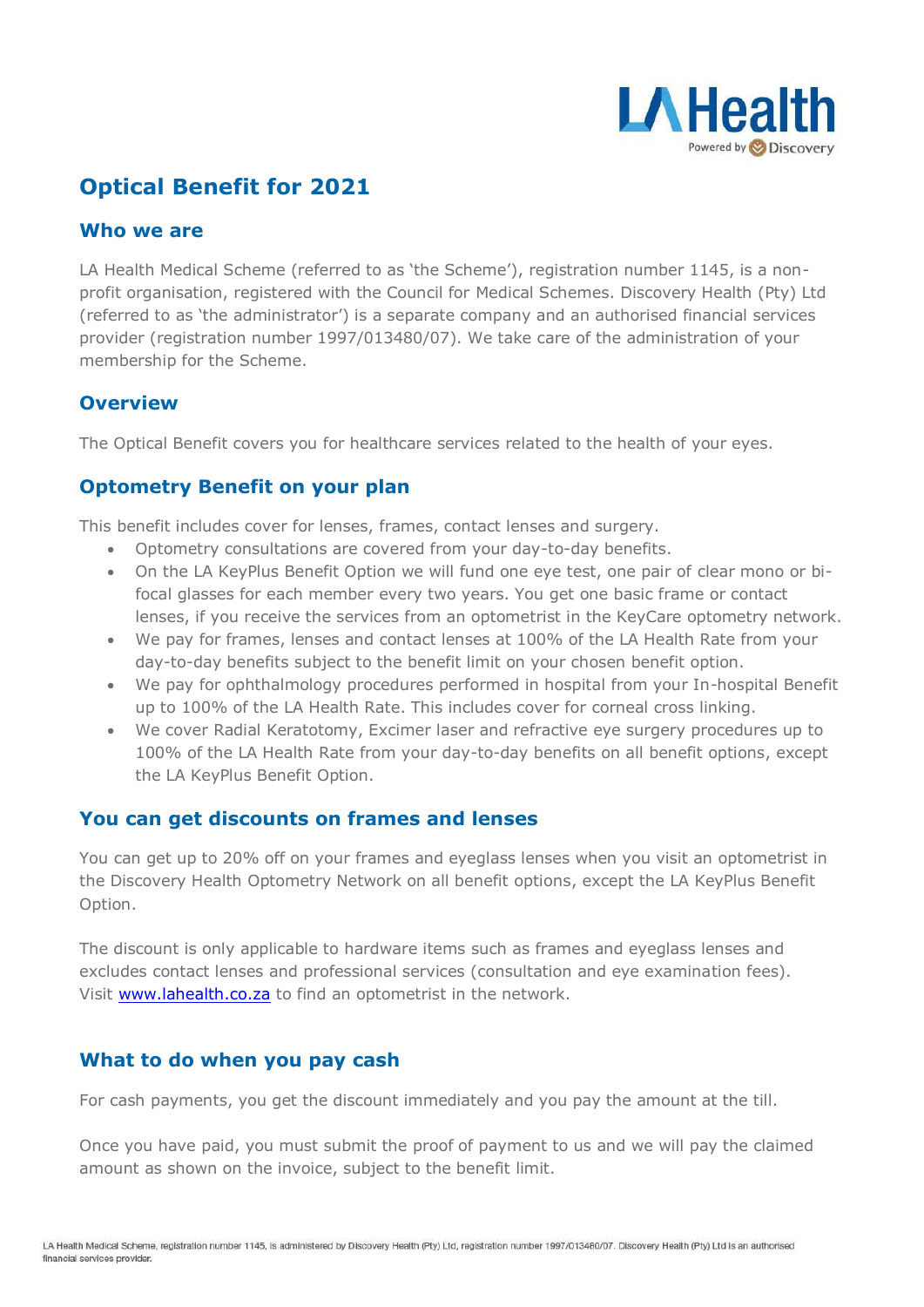# Optical Benefit for 2021

## Who we are

LA Health Medical Scheme (referred to as 'the Scheme'), registration number 1145, is a non-profit organisation, registered with the Council for Medical Schemes. Discovery Health (Pty) Ltd (referred to as 'the administrator') is a separate company and an authorised financial services provider (registration number 1997/013480/07). We take care of the administration of your membership for the Scheme.

## Overview

The Optical Benefit covers you for healthcare services related to the health of your eyes.

## Optometry Benefit on your plan

This benefit includes cover for lenses, frames, contact lenses and surgery.

- Optometry consultations are covered from your day-to-day benefits.
- On the LA KeyPlus Benefit Option we will fund one eye test, one pair of clear mono or bi-focal glasses for each member every two years. You get one basic frame or contact lenses, if you receive the services from an optometrist in the KeyCare optometry network.
- We pay for frames, lenses and contact lenses at 100% of the LA Health Rate from your day-to-day benefits subject to the benefit limit on your chosen benefit option.
- We pay for ophthalmology procedures performed in hospital from your In-hospital Benefit up to 100% of the LA Health Rate. This includes cover for corneal cross linking.
- We cover Radial Keratotomy, Excimer laser and refractive eye surgery procedures up to 100% of the LA Health Rate from your day-to-day benefits on all benefit options, except the LA KeyPlus Benefit Option.

## You can get discounts on frames and lenses

You can get up to 20% off on your frames and eyeglass lenses when you visit an optometrist in the Discovery Health Optometry Network on all benefit options, except the LA KeyPlus Benefit Option.

The discount is only applicable to hardware items such as frames and eyeglass lenses and excludes contact lenses and professional services (consultation and eye examination fees). Visit www.lahealth.co.za to find an optometrist in the network.

## What to do when you pay cash

For cash payments, you get the discount immediately and you pay the amount at the till.

Once you have paid, you must submit the proof of payment to us and we will pay the claimed amount as shown on the invoice, subject to the benefit limit.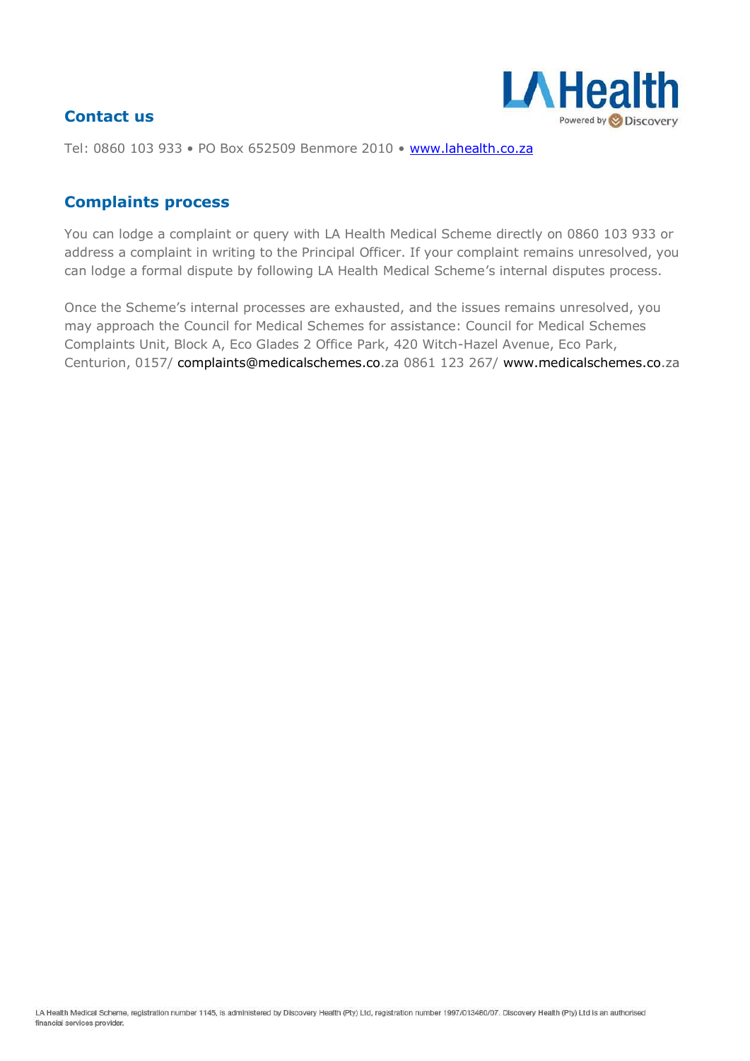## Contact us

Tel: 0860 103 933 • PO Box 652509 Benmore 2010 • www.lahealth.co.za

## Complaints process

You can lodge a complaint or query with LA Health Medical Scheme directly on 0860 103 933 or address a complaint in writing to the Principal Officer. If your complaint remains unresolved, you can lodge a formal dispute by following LA Health Medical Scheme's internal disputes process.

Once the Scheme's internal processes are exhausted, and the issues remains unresolved, you may approach the Council for Medical Schemes for assistance: Council for Medical Schemes Complaints Unit, Block A, Eco Glades 2 Office Park, 420 Witch-Hazel Avenue, Eco Park, Centurion, 0157/ complaints@medicalschemes.co.za 0861 123 267/ www.medicalschemes.co.za

LA Health Medical Scheme, registration number 1145, is administered by Discovery Health (Pty) Ltd, registration number 1997/013480/07. Discovery Health (Pty) Ltd is an authorised financial services provider.